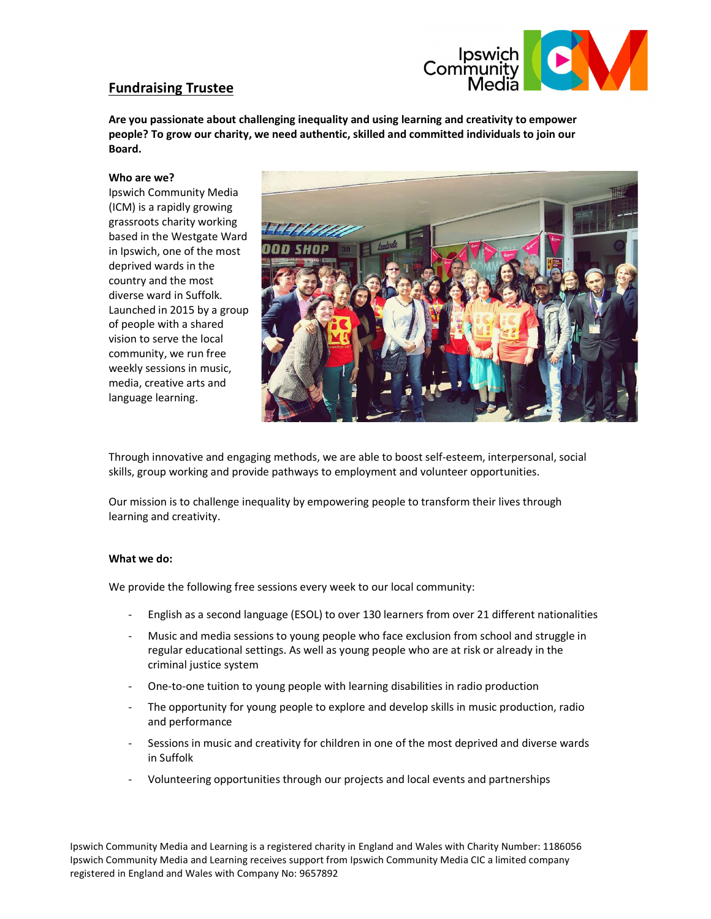## Fundraising Trustee

**Are you passionate about challenging inequality and using learning and creativity to empower people? To grow our charity, we need authentic, skilled and committed individuals to join our Board.**

**Who are we?**

Ipswich Community Media (ICM) is a rapidly growing grassroots charity working based in the Westgate Ward in Ipswich, one of the most deprived wards in the country and the most diverse ward in Suffolk. Launched in 2015 by a group of people with a shared vision to serve the local community, we run free weekly sessions in music, media, creative arts and language learning.

Through innovative and engaging methods, we are able to boost self-esteem, interpersonal, social skills, group working and provide pathways to employment and volunteer opportunities.

Our mission is to challenge inequality by empowering people to transform their lives through learning and creativity.

**What we do:**

We provide the following free sessions every week to our local community:

- English as a second language (ESOL) to over 130 learners from over 21 different nationalities
- Music and media sessions to young people who face exclusion from school and struggle in regular educational settings. As well as young people who are at risk or already in the criminal justice system
- One-to-one tuition to young people with learning disabilities in radio production
- The opportunity for young people to explore and develop skills in music production, radio and performance
- Sessions in music and creativity for children in one of the most deprived and diverse wards in Suffolk
- Volunteering opportunities through our projects and local events and partnerships

Ipswich Community Media and Learning is a registered charity in England and Wales with Charity Number: 1186056
Ipswich Community Media and Learning receives support from Ipswich Community Media CIC a limited company registered in England and Wales with Company No: 9657892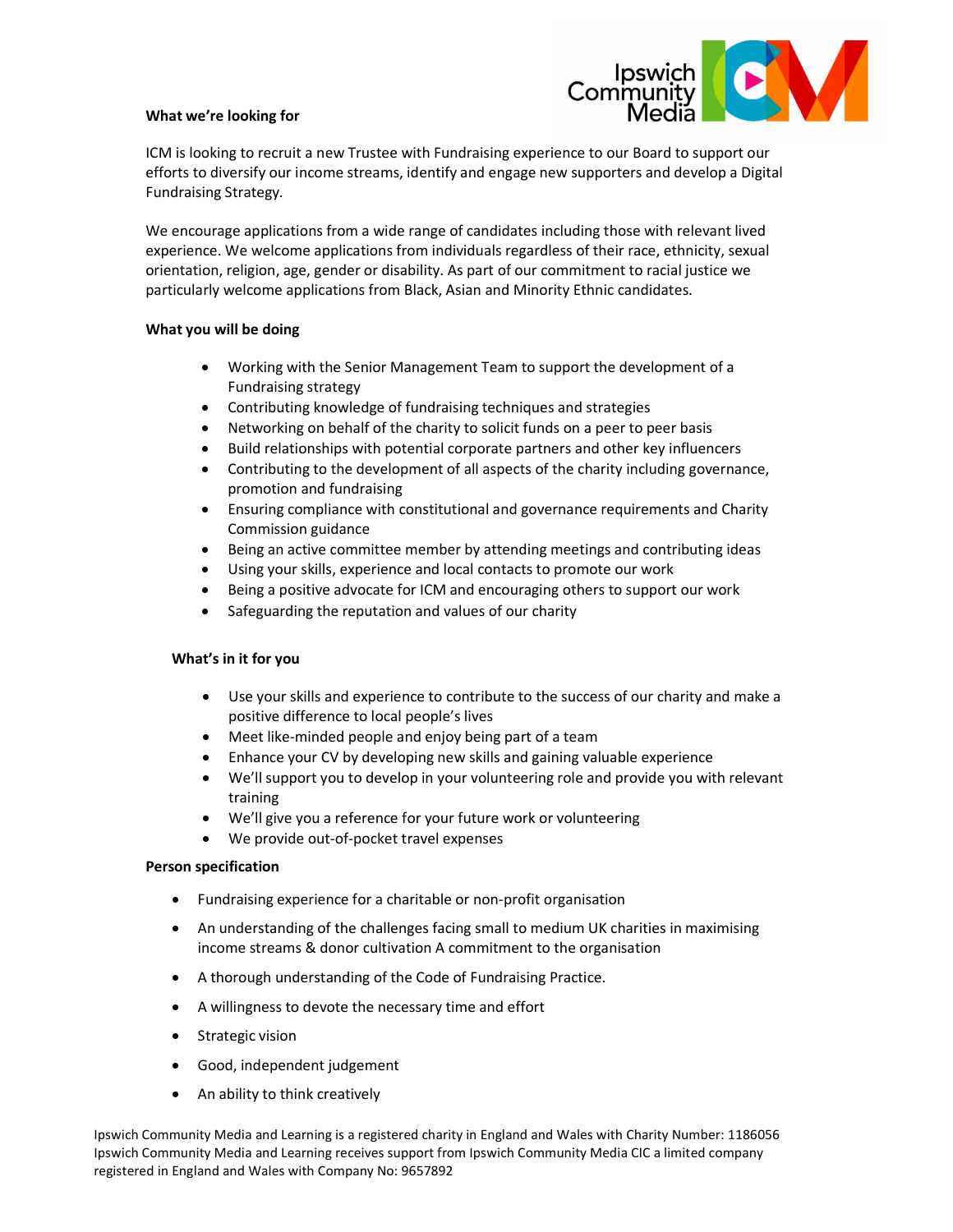**What we're looking for**

ICM is looking to recruit a new Trustee with Fundraising experience to our Board to support our efforts to diversify our income streams, identify and engage new supporters and develop a Digital Fundraising Strategy.

We encourage applications from a wide range of candidates including those with relevant lived experience. We welcome applications from individuals regardless of their race, ethnicity, sexual orientation, religion, age, gender or disability. As part of our commitment to racial justice we particularly welcome applications from Black, Asian and Minority Ethnic candidates.

**What you will be doing**

- Working with the Senior Management Team to support the development of a Fundraising strategy
- Contributing knowledge of fundraising techniques and strategies
- Networking on behalf of the charity to solicit funds on a peer to peer basis
- Build relationships with potential corporate partners and other key influencers
- Contributing to the development of all aspects of the charity including governance, promotion and fundraising
- Ensuring compliance with constitutional and governance requirements and Charity Commission guidance
- Being an active committee member by attending meetings and contributing ideas
- Using your skills, experience and local contacts to promote our work
- Being a positive advocate for ICM and encouraging others to support our work
- Safeguarding the reputation and values of our charity

**What's in it for you**

- Use your skills and experience to contribute to the success of our charity and make a positive difference to local people's lives
- Meet like-minded people and enjoy being part of a team
- Enhance your CV by developing new skills and gaining valuable experience
- We'll support you to develop in your volunteering role and provide you with relevant training
- We'll give you a reference for your future work or volunteering
- We provide out-of-pocket travel expenses

**Person specification**

- Fundraising experience for a charitable or non-profit organisation
- An understanding of the challenges facing small to medium UK charities in maximising income streams & donor cultivation A commitment to the organisation
- A thorough understanding of the Code of Fundraising Practice.
- A willingness to devote the necessary time and effort
- Strategic vision
- Good, independent judgement
- An ability to think creatively

Ipswich Community Media and Learning is a registered charity in England and Wales with Charity Number: 1186056
Ipswich Community Media and Learning receives support from Ipswich Community Media CIC a limited company registered in England and Wales with Company No: 9657892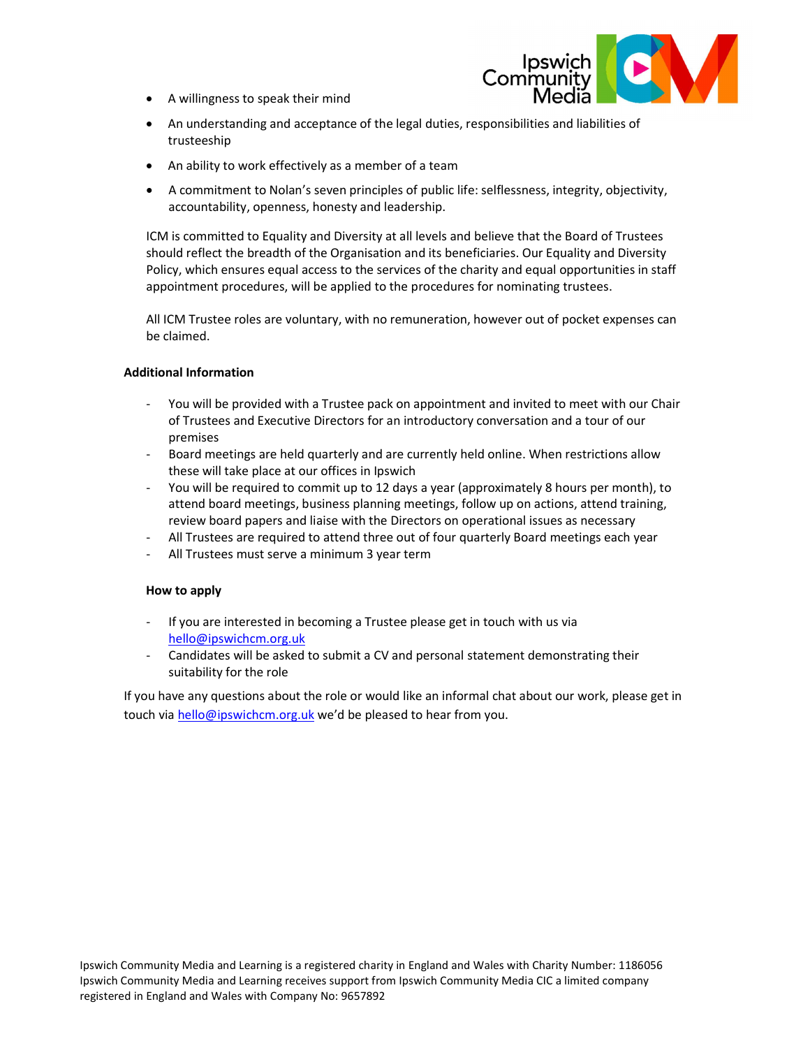- A willingness to speak their mind
- An understanding and acceptance of the legal duties, responsibilities and liabilities of trusteeship
- An ability to work effectively as a member of a team
- A commitment to Nolan's seven principles of public life: selflessness, integrity, objectivity, accountability, openness, honesty and leadership.

ICM is committed to Equality and Diversity at all levels and believe that the Board of Trustees should reflect the breadth of the Organisation and its beneficiaries. Our Equality and Diversity Policy, which ensures equal access to the services of the charity and equal opportunities in staff appointment procedures, will be applied to the procedures for nominating trustees.

All ICM Trustee roles are voluntary, with no remuneration, however out of pocket expenses can be claimed.

**Additional Information**

- You will be provided with a Trustee pack on appointment and invited to meet with our Chair of Trustees and Executive Directors for an introductory conversation and a tour of our premises
- Board meetings are held quarterly and are currently held online. When restrictions allow these will take place at our offices in Ipswich
- You will be required to commit up to 12 days a year (approximately 8 hours per month), to attend board meetings, business planning meetings, follow up on actions, attend training, review board papers and liaise with the Directors on operational issues as necessary
- All Trustees are required to attend three out of four quarterly Board meetings each year
- All Trustees must serve a minimum 3 year term

**How to apply**

- If you are interested in becoming a Trustee please get in touch with us via hello@ipswichcm.org.uk
- Candidates will be asked to submit a CV and personal statement demonstrating their suitability for the role

If you have any questions about the role or would like an informal chat about our work, please get in touch via hello@ipswichcm.org.uk we'd be pleased to hear from you.

Ipswich Community Media and Learning is a registered charity in England and Wales with Charity Number: 1186056
Ipswich Community Media and Learning receives support from Ipswich Community Media CIC a limited company registered in England and Wales with Company No: 9657892